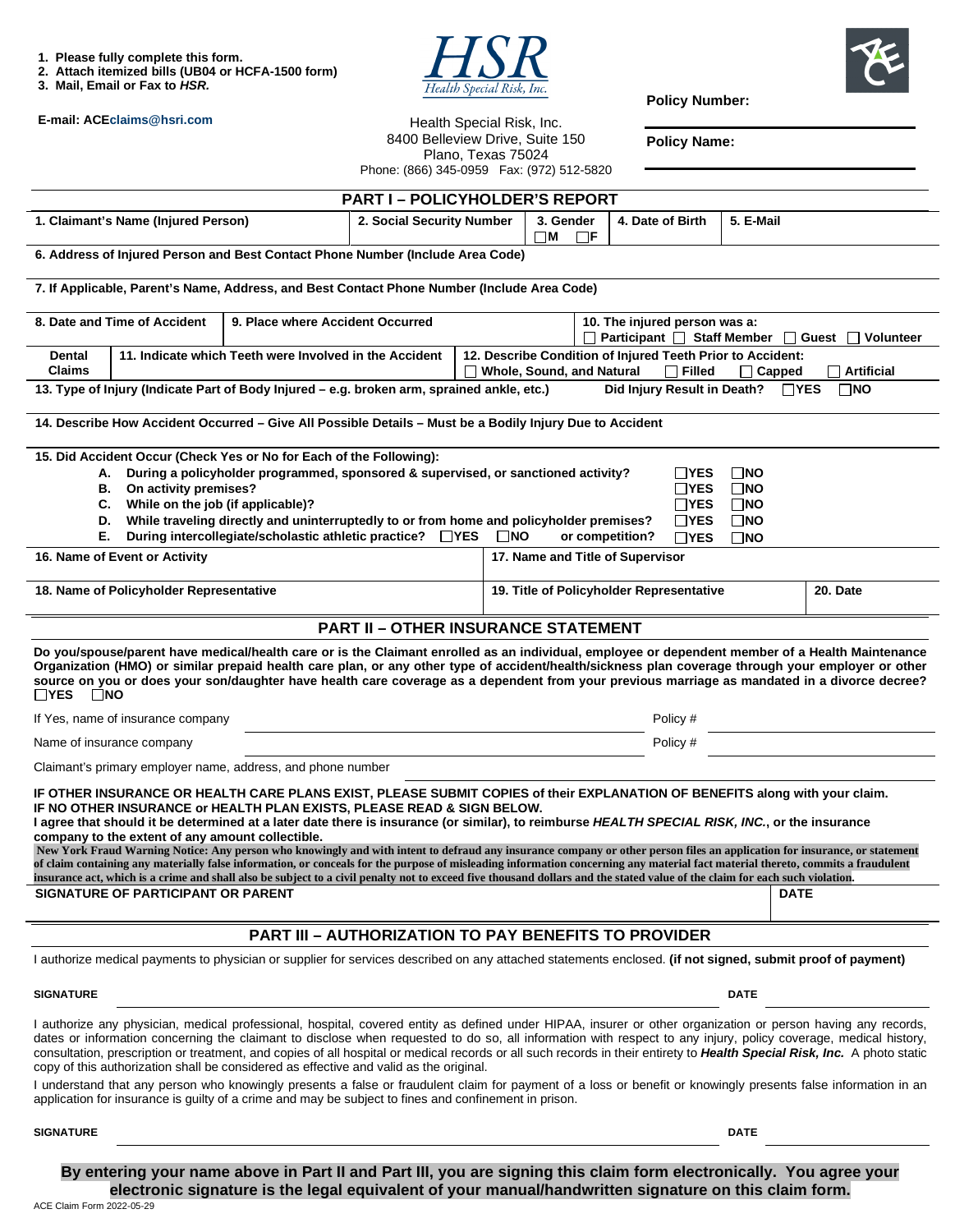1. Please fully complete this form.
2. Attach itemized bills (UB04 or HCFA-1500 form)
3. Mail, Email or Fax to *HSR.*

E-mail: ACEclaims@hsri.com

HSR
Health Special Risk, Inc.

Health Special Risk, Inc.
8400 Belleview Drive, Suite 150
Plano, Texas 75024
Phone: (866) 345-0959 Fax: (972) 512-5820

**Policy Number:**

**Policy Name:**

## PART I – POLICYHOLDER'S REPORT

| 1. Claimant's Name (Injured Person) | 2. Social Security Number | 3. Gender ☐M ☐F | 4. Date of Birth | 5. E-Mail |
|---|---|---|---|---|

**6. Address of Injured Person and Best Contact Phone Number (Include Area Code)**

**7. If Applicable, Parent's Name, Address, and Best Contact Phone Number (Include Area Code)**

| 8. Date and Time of Accident | 9. Place where Accident Occurred | 10. The injured person was a: ☐ Participant ☐ Staff Member ☐ Guest ☐ Volunteer |
|---|---|---|

| Dental Claims | 11. Indicate which Teeth were Involved in the Accident | 12. Describe Condition of Injured Teeth Prior to Accident: ☐ Whole, Sound, and Natural ☐ Filled ☐ Capped ☐ Artificial |
|---|---|---|

**13. Type of Injury (Indicate Part of Body Injured – e.g. broken arm, sprained ankle, etc.)** **Did Injury Result in Death?** ☐YES ☐NO

**14. Describe How Accident Occurred – Give All Possible Details – Must be a Bodily Injury Due to Accident**

**15. Did Accident Occur (Check Yes or No for Each of the Following):**

- **A. During a policyholder programmed, sponsored & supervised, or sanctioned activity?** ☐YES ☐NO
- **B. On activity premises?** ☐YES ☐NO
- **C. While on the job (if applicable)?** ☐YES ☐NO
- **D. While traveling directly and uninterruptedly to or from home and policyholder premises?** ☐YES ☐NO
- **E. During intercollegiate/scholastic athletic practice?** ☐YES ☐NO **or competition?** ☐YES ☐NO

| 16. Name of Event or Activity | 17. Name and Title of Supervisor | |
|---|---|---|
| **18. Name of Policyholder Representative** | **19. Title of Policyholder Representative** | **20. Date** |

## PART II – OTHER INSURANCE STATEMENT

**Do you/spouse/parent have medical/health care or is the Claimant enrolled as an individual, employee or dependent member of a Health Maintenance Organization (HMO) or similar prepaid health care plan, or any other type of accident/health/sickness plan coverage through your employer or other source on you or does your son/daughter have health care coverage as a dependent from your previous marriage as mandated in a divorce decree?** ☐YES ☐NO

If Yes, name of insurance company ______________________ Policy # __________

Name of insurance company ______________________ Policy # __________

Claimant's primary employer name, address, and phone number ______________________

**IF OTHER INSURANCE OR HEALTH CARE PLANS EXIST, PLEASE SUBMIT COPIES of their EXPLANATION OF BENEFITS along with your claim.**
**IF NO OTHER INSURANCE or HEALTH PLAN EXISTS, PLEASE READ & SIGN BELOW.**
**I agree that should it be determined at a later date there is insurance (or similar), to reimburse *HEALTH SPECIAL RISK, INC.*, or the insurance company to the extent of any amount collectible.**

**New York Fraud Warning Notice: Any person who knowingly and with intent to defraud any insurance company or other person files an application for insurance, or statement of claim containing any materially false information, or conceals for the purpose of misleading information concerning any material fact material thereto, commits a fraudulent insurance act, which is a crime and shall also be subject to a civil penalty not to exceed five thousand dollars and the stated value of the claim for each such violation.**

**SIGNATURE OF PARTICIPANT OR PARENT** **DATE**

## PART III – AUTHORIZATION TO PAY BENEFITS TO PROVIDER

I authorize medical payments to physician or supplier for services described on any attached statements enclosed. **(if not signed, submit proof of payment)**

**SIGNATURE** ______________________ **DATE** __________

I authorize any physician, medical professional, hospital, covered entity as defined under HIPAA, insurer or other organization or person having any records, dates or information concerning the claimant to disclose when requested to do so, all information with respect to any injury, policy coverage, medical history, consultation, prescription or treatment, and copies of all hospital or medical records or all such records in their entirety to ***Health Special Risk, Inc.*** A photo static copy of this authorization shall be considered as effective and valid as the original.

I understand that any person who knowingly presents a false or fraudulent claim for payment of a loss or benefit or knowingly presents false information in an application for insurance is guilty of a crime and may be subject to fines and confinement in prison.

**SIGNATURE** ______________________ **DATE** __________

**By entering your name above in Part II and Part III, you are signing this claim form electronically. You agree your electronic signature is the legal equivalent of your manual/handwritten signature on this claim form.**

ACE Claim Form 2022-05-29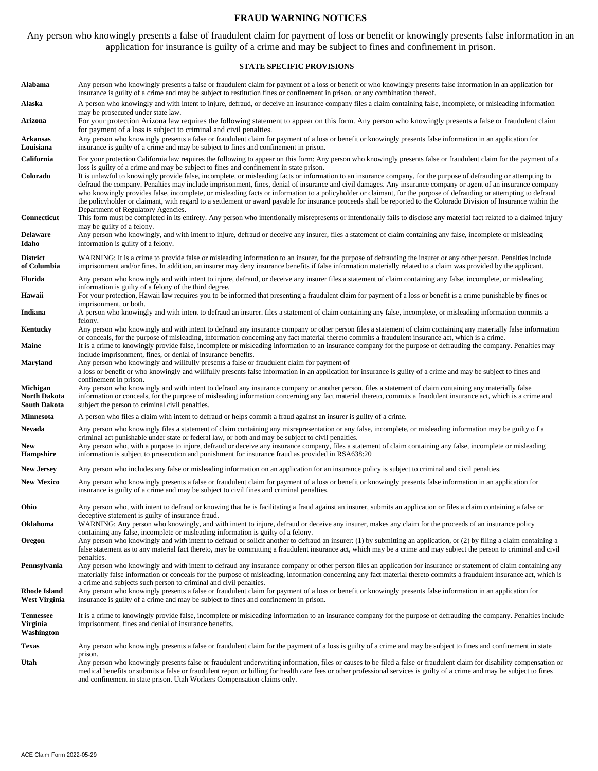# FRAUD WARNING NOTICES

Any person who knowingly presents a false of fraudulent claim for payment of loss or benefit or knowingly presents false information in an application for insurance is guilty of a crime and may be subject to fines and confinement in prison.

## STATE SPECIFIC PROVISIONS

| | |
|---|---|
| **Alabama** | Any person who knowingly presents a false or fraudulent claim for payment of a loss or benefit or who knowingly presents false information in an application for insurance is guilty of a crime and may be subject to restitution fines or confinement in prison, or any combination thereof. |
| **Alaska** | A person who knowingly and with intent to injure, defraud, or deceive an insurance company files a claim containing false, incomplete, or misleading information may be prosecuted under state law. |
| **Arizona** | For your protection Arizona law requires the following statement to appear on this form. Any person who knowingly presents a false or fraudulent claim for payment of a loss is subject to criminal and civil penalties. |
| **Arkansas Louisiana** | Any person who knowingly presents a false or fraudulent claim for payment of a loss or benefit or knowingly presents false information in an application for insurance is guilty of a crime and may be subject to fines and confinement in prison. |
| **California** | For your protection California law requires the following to appear on this form: Any person who knowingly presents false or fraudulent claim for the payment of a loss is guilty of a crime and may be subject to fines and confinement in state prison. |
| **Colorado** | It is unlawful to knowingly provide false, incomplete, or misleading facts or information to an insurance company, for the purpose of defrauding or attempting to defraud the company. Penalties may include imprisonment, fines, denial of insurance and civil damages. Any insurance company or agent of an insurance company who knowingly provides false, incomplete, or misleading facts or information to a policyholder or claimant, for the purpose of defrauding or attempting to defraud the policyholder or claimant, with regard to a settlement or award payable for insurance proceeds shall be reported to the Colorado Division of Insurance within the Department of Regulatory Agencies. |
| **Connecticut** | This form must be completed in its entirety. Any person who intentionally misrepresents or intentionally fails to disclose any material fact related to a claimed injury may be guilty of a felony. |
| **Delaware Idaho** | Any person who knowingly, and with intent to injure, defraud or deceive any insurer, files a statement of claim containing any false, incomplete or misleading information is guilty of a felony. |
| **District of Columbia** | WARNING: It is a crime to provide false or misleading information to an insurer, for the purpose of defrauding the insurer or any other person. Penalties include imprisonment and/or fines. In addition, an insurer may deny insurance benefits if false information materially related to a claim was provided by the applicant. |
| **Florida** | Any person who knowingly and with intent to injure, defraud, or deceive any insurer files a statement of claim containing any false, incomplete, or misleading information is guilty of a felony of the third degree. |
| **Hawaii** | For your protection, Hawaii law requires you to be informed that presenting a fraudulent claim for payment of a loss or benefit is a crime punishable by fines or imprisonment, or both. |
| **Indiana** | A person who knowingly and with intent to defraud an insurer. files a statement of claim containing any false, incomplete, or misleading information commits a felony. |
| **Kentucky** | Any person who knowingly and with intent to defraud any insurance company or other person files a statement of claim containing any materially false information or conceals, for the purpose of misleading, information concerning any fact material thereto commits a fraudulent insurance act, which is a crime. |
| **Maine** | It is a crime to knowingly provide false, incomplete or misleading information to an insurance company for the purpose of defrauding the company. Penalties may include imprisonment, fines, or denial of insurance benefits. |
| **Maryland** | Any person who knowingly and willfully presents a false or fraudulent claim for payment of a loss or benefit or who knowingly and willfully presents false information in an application for insurance is guilty of a crime and may be subject to fines and confinement in prison. |
| **Michigan North Dakota South Dakota** | Any person who knowingly and with intent to defraud any insurance company or another person, files a statement of claim containing any materially false information or conceals, for the purpose of misleading information concerning any fact material thereto, commits a fraudulent insurance act, which is a crime and subject the person to criminal civil penalties. |
| **Minnesota** | A person who files a claim with intent to defraud or helps commit a fraud against an insurer is guilty of a crime. |
| **Nevada** | Any person who knowingly files a statement of claim containing any misrepresentation or any false, incomplete, or misleading information may be guilty o f a criminal act punishable under state or federal law, or both and may be subject to civil penalties. |
| **New Hampshire** | Any person who, with a purpose to injure, defraud or deceive any insurance company, files a statement of claim containing any false, incomplete or misleading information is subject to prosecution and punishment for insurance fraud as provided in RSA638:20 |
| **New Jersey** | Any person who includes any false or misleading information on an application for an insurance policy is subject to criminal and civil penalties. |
| **New Mexico** | Any person who knowingly presents a false or fraudulent claim for payment of a loss or benefit or knowingly presents false information in an application for insurance is guilty of a crime and may be subject to civil fines and criminal penalties. |
| **Ohio** | Any person who, with intent to defraud or knowing that he is facilitating a fraud against an insurer, submits an application or files a claim containing a false or deceptive statement is guilty of insurance fraud. |
| **Oklahoma** | WARNING: Any person who knowingly, and with intent to injure, defraud or deceive any insurer, makes any claim for the proceeds of an insurance policy containing any false, incomplete or misleading information is guilty of a felony. |
| **Oregon** | Any person who knowingly and with intent to defraud or solicit another to defraud an insurer: (1) by submitting an application, or (2) by filing a claim containing a false statement as to any material fact thereto, may be committing a fraudulent insurance act, which may be a crime and may subject the person to criminal and civil penalties. |
| **Pennsylvania** | Any person who knowingly and with intent to defraud any insurance company or other person files an application for insurance or statement of claim containing any materially false information or conceals for the purpose of misleading, information concerning any fact material thereto commits a fraudulent insurance act, which is a crime and subjects such person to criminal and civil penalties. |
| **Rhode Island West Virginia** | Any person who knowingly presents a false or fraudulent claim for payment of a loss or benefit or knowingly presents false information in an application for insurance is guilty of a crime and may be subject to fines and confinement in prison. |
| **Tennessee Virginia Washington** | It is a crime to knowingly provide false, incomplete or misleading information to an insurance company for the purpose of defrauding the company. Penalties include imprisonment, fines and denial of insurance benefits. |
| **Texas** | Any person who knowingly presents a false or fraudulent claim for the payment of a loss is guilty of a crime and may be subject to fines and confinement in state prison. |
| **Utah** | Any person who knowingly presents false or fraudulent underwriting information, files or causes to be filed a false or fraudulent claim for disability compensation or medical benefits or submits a false or fraudulent report or billing for health care fees or other professional services is guilty of a crime and may be subject to fines and confinement in state prison. Utah Workers Compensation claims only. |

ACE Claim Form 2022-05-29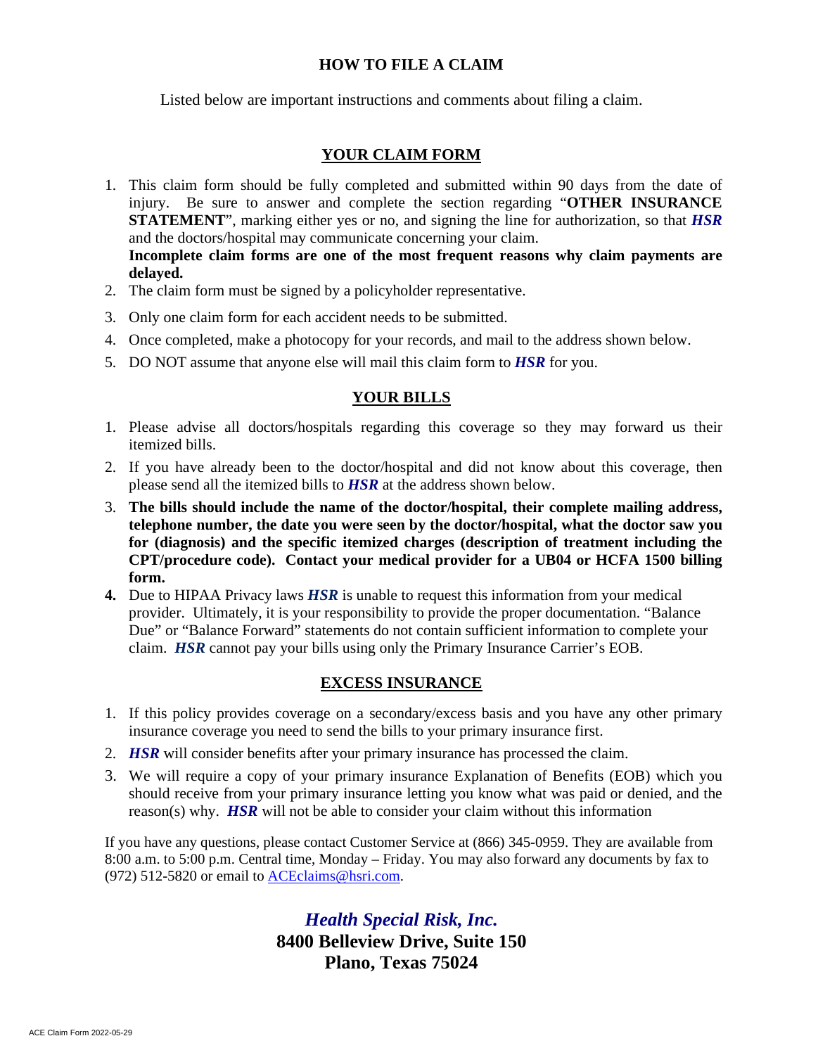# HOW TO FILE A CLAIM

Listed below are important instructions and comments about filing a claim.

## YOUR CLAIM FORM

1. This claim form should be fully completed and submitted within 90 days from the date of injury. Be sure to answer and complete the section regarding "**OTHER INSURANCE STATEMENT**", marking either yes or no, and signing the line for authorization, so that ***HSR*** and the doctors/hospital may communicate concerning your claim.
   **Incomplete claim forms are one of the most frequent reasons why claim payments are delayed.**
2. The claim form must be signed by a policyholder representative.
3. Only one claim form for each accident needs to be submitted.
4. Once completed, make a photocopy for your records, and mail to the address shown below.
5. DO NOT assume that anyone else will mail this claim form to ***HSR*** for you.

## YOUR BILLS

1. Please advise all doctors/hospitals regarding this coverage so they may forward us their itemized bills.
2. If you have already been to the doctor/hospital and did not know about this coverage, then please send all the itemized bills to ***HSR*** at the address shown below.
3. **The bills should include the name of the doctor/hospital, their complete mailing address, telephone number, the date you were seen by the doctor/hospital, what the doctor saw you for (diagnosis) and the specific itemized charges (description of treatment including the CPT/procedure code). Contact your medical provider for a UB04 or HCFA 1500 billing form.**
4. Due to HIPAA Privacy laws ***HSR*** is unable to request this information from your medical provider. Ultimately, it is your responsibility to provide the proper documentation. "Balance Due" or "Balance Forward" statements do not contain sufficient information to complete your claim. ***HSR*** cannot pay your bills using only the Primary Insurance Carrier's EOB.

## EXCESS INSURANCE

1. If this policy provides coverage on a secondary/excess basis and you have any other primary insurance coverage you need to send the bills to your primary insurance first.
2. ***HSR*** will consider benefits after your primary insurance has processed the claim.
3. We will require a copy of your primary insurance Explanation of Benefits (EOB) which you should receive from your primary insurance letting you know what was paid or denied, and the reason(s) why. ***HSR*** will not be able to consider your claim without this information

If you have any questions, please contact Customer Service at (866) 345-0959. They are available from 8:00 a.m. to 5:00 p.m. Central time, Monday – Friday. You may also forward any documents by fax to (972) 512-5820 or email to ACEclaims@hsri.com.

***Health Special Risk, Inc.***
**8400 Belleview Drive, Suite 150**
**Plano, Texas 75024**

ACE Claim Form 2022-05-29